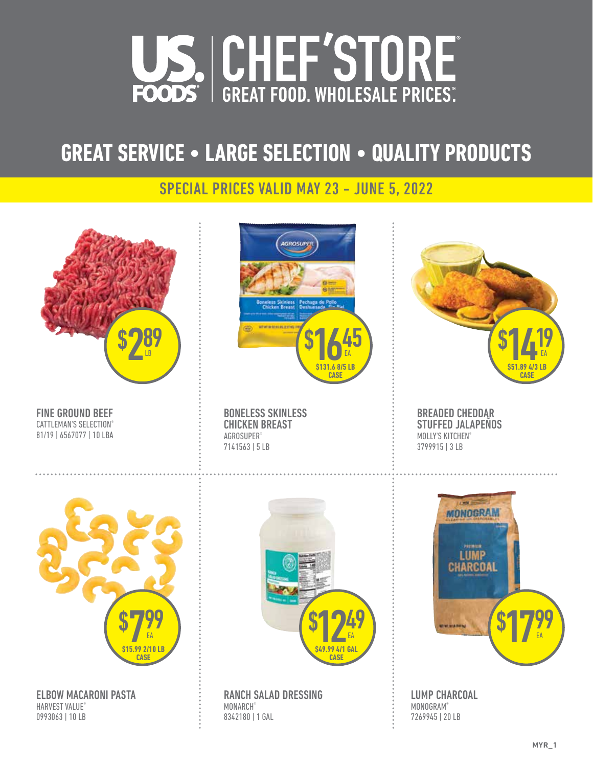# US FOODS | CHEF'STORE®

GREAT FOOD. WHOLESALE PRICES.™

## GREAT SERVICE • LARGE SELECTION • QUALITY PRODUCTS

### SPECIAL PRICES VALID MAY 23 - JUNE 5, 2022

**$2.89 LB**

**FINE GROUND BEEF**
CATTLEMAN'S SELECTION®
81/19 | 6567077 | 10 LBA

**$16.45 EA**
$131.6 8/5 LB CASE

**BONELESS SKINLESS CHICKEN BREAST**
AGROSUPER®
7141563 | 5 LB

**$14.19 EA**
$51.89 4/3 LB CASE

**BREADED CHEDDAR STUFFED JALAPEÑOS**
MOLLY'S KITCHEN®
3799915 | 3 LB

**$7.99 EA**
$15.99 2/10 LB CASE

**ELBOW MACARONI PASTA**
HARVEST VALUE®
0993063 | 10 LB

**$12.49 EA**
$49.99 4/1 GAL CASE

**RANCH SALAD DRESSING**
MONARCH®
8342180 | 1 GAL

**$17.99 EA**

**LUMP CHARCOAL**
MONOGRAM®
7269945 | 20 LB

MYR_1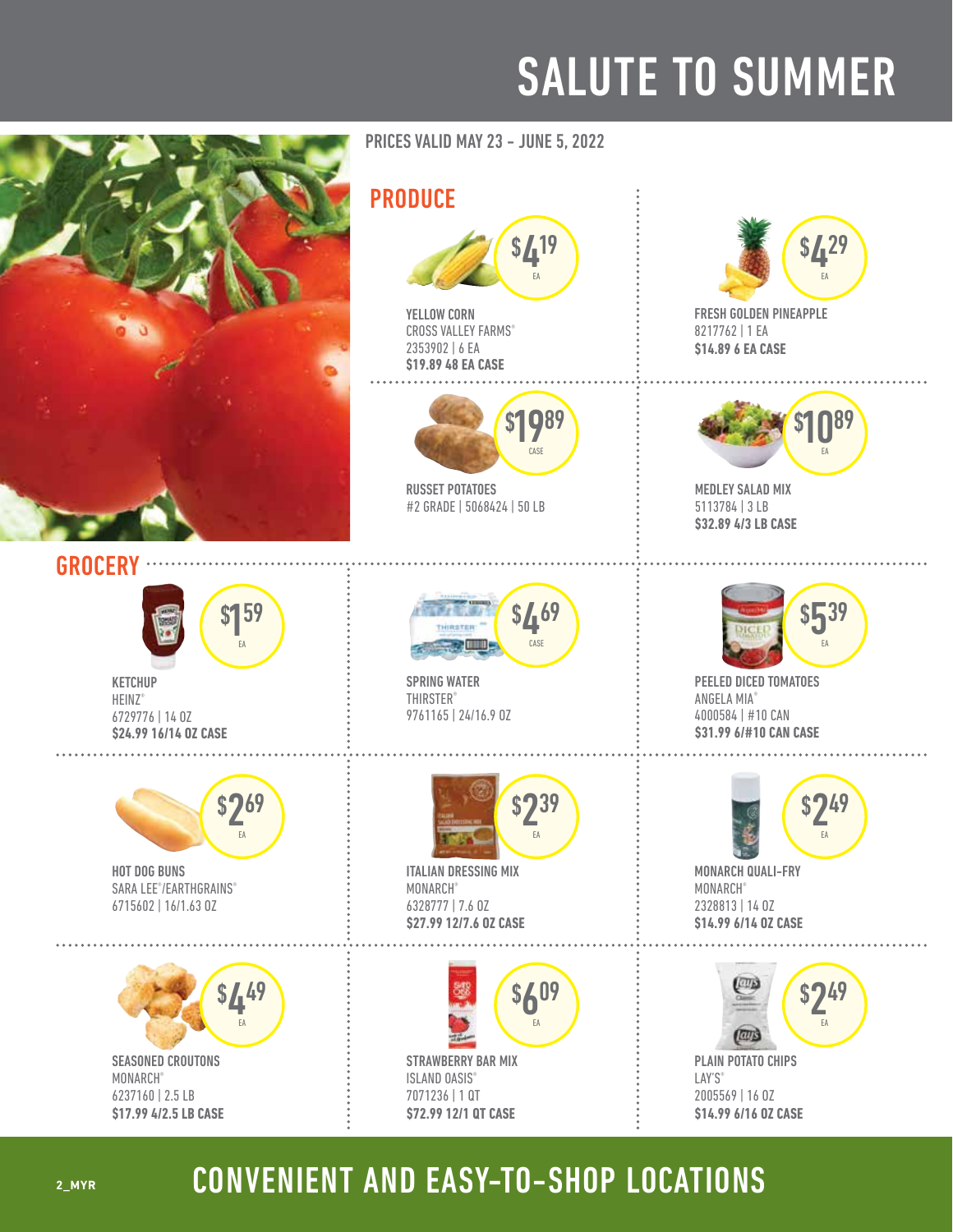# SALUTE TO SUMMER

PRICES VALID MAY 23 - JUNE 5, 2022

## PRODUCE

$4.19 EA

**YELLOW CORN**
CROSS VALLEY FARMS®
2353902 | 6 EA
**$19.89 48 EA CASE**

$4.29 EA

**FRESH GOLDEN PINEAPPLE**
8217762 | 1 EA
**$14.89 6 EA CASE**

$19.89 CASE

**RUSSET POTATOES**
#2 GRADE | 5068424 | 50 LB

$10.89 EA

**MEDLEY SALAD MIX**
5113784 | 3 LB
**$32.89 4/3 LB CASE**

## GROCERY

$1.59 EA

**KETCHUP**
HEINZ®
6729776 | 14 OZ
**$24.99 16/14 OZ CASE**

$4.69 CASE

**SPRING WATER**
THIRSTER®
9761165 | 24/16.9 OZ

$5.39 EA

**PEELED DICED TOMATOES**
ANGELA MIA®
4000584 | #10 CAN
**$31.99 6/#10 CAN CASE**

$2.69 EA

**HOT DOG BUNS**
SARA LEE®/EARTHGRAINS®
6715602 | 16/1.63 OZ

$2.39 EA

**ITALIAN DRESSING MIX**
MONARCH®
6328777 | 7.6 OZ
**$27.99 12/7.6 OZ CASE**

$2.49 EA

**MONARCH QUALI-FRY**
MONARCH®
2328813 | 14 OZ
**$14.99 6/14 OZ CASE**

$4.49 EA

**SEASONED CROUTONS**
MONARCH®
6237160 | 2.5 LB
**$17.99 4/2.5 LB CASE**

$6.09 EA

**STRAWBERRY BAR MIX**
ISLAND OASIS®
7071236 | 1 QT
**$72.99 12/1 QT CASE**

$2.49 EA

**PLAIN POTATO CHIPS**
LAY'S®
2005569 | 16 OZ
**$14.99 6/16 OZ CASE**

2_MYR

## CONVENIENT AND EASY-TO-SHOP LOCATIONS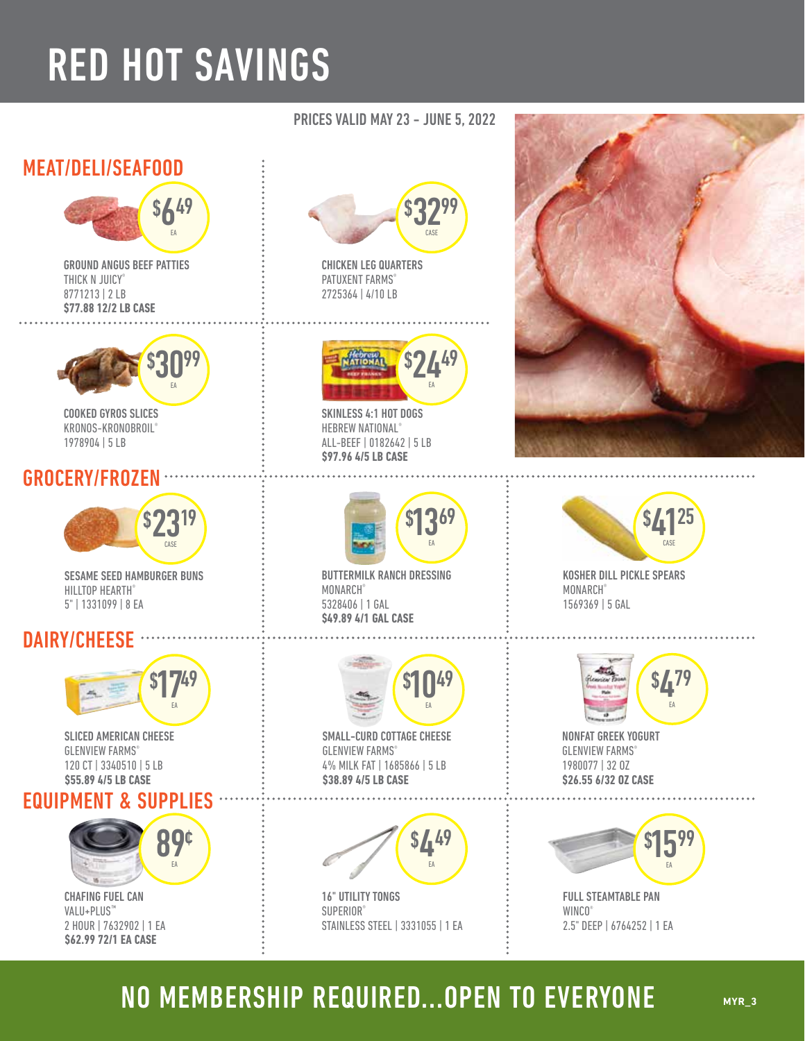# RED HOT SAVINGS

PRICES VALID MAY 23 - JUNE 5, 2022

## MEAT/DELI/SEAFOOD

$6.49 EA
GROUND ANGUS BEEF PATTIES
THICK N JUICY®
8771213 | 2 LB
**$77.88 12/2 LB CASE**

$32.99 CASE
CHICKEN LEG QUARTERS
PATUXENT FARMS®
2725364 | 4/10 LB

$30.99 EA
COOKED GYROS SLICES
KRONOS-KRONOBROIL®
1978904 | 5 LB

$24.49 EA
SKINLESS 4:1 HOT DOGS
HEBREW NATIONAL®
ALL-BEEF | 0182642 | 5 LB
**$97.96 4/5 LB CASE**

## GROCERY/FROZEN

$23.19 CASE
SESAME SEED HAMBURGER BUNS
HILLTOP HEARTH®
5" | 1331099 | 8 EA

$13.69 EA
BUTTERMILK RANCH DRESSING
MONARCH®
5328406 | 1 GAL
**$49.89 4/1 GAL CASE**

$41.25 CASE
KOSHER DILL PICKLE SPEARS
MONARCH®
1569369 | 5 GAL

## DAIRY/CHEESE

$17.49 EA
SLICED AMERICAN CHEESE
GLENVIEW FARMS®
120 CT | 3340510 | 5 LB
**$55.89 4/5 LB CASE**

$10.49 EA
SMALL-CURD COTTAGE CHEESE
GLENVIEW FARMS®
4% MILK FAT | 1685866 | 5 LB
**$38.89 4/5 LB CASE**

$4.79 EA
NONFAT GREEK YOGURT
GLENVIEW FARMS®
1980077 | 32 OZ
**$26.55 6/32 OZ CASE**

## EQUIPMENT & SUPPLIES

89¢ EA
CHAFING FUEL CAN
VALU+PLUS™
2 HOUR | 7632902 | 1 EA
**$62.99 72/1 EA CASE**

$4.49 EA
16" UTILITY TONGS
SUPERIOR®
STAINLESS STEEL | 3331055 | 1 EA

$15.99 EA
FULL STEAMTABLE PAN
WINCO®
2.5" DEEP | 6764252 | 1 EA

## NO MEMBERSHIP REQUIRED...OPEN TO EVERYONE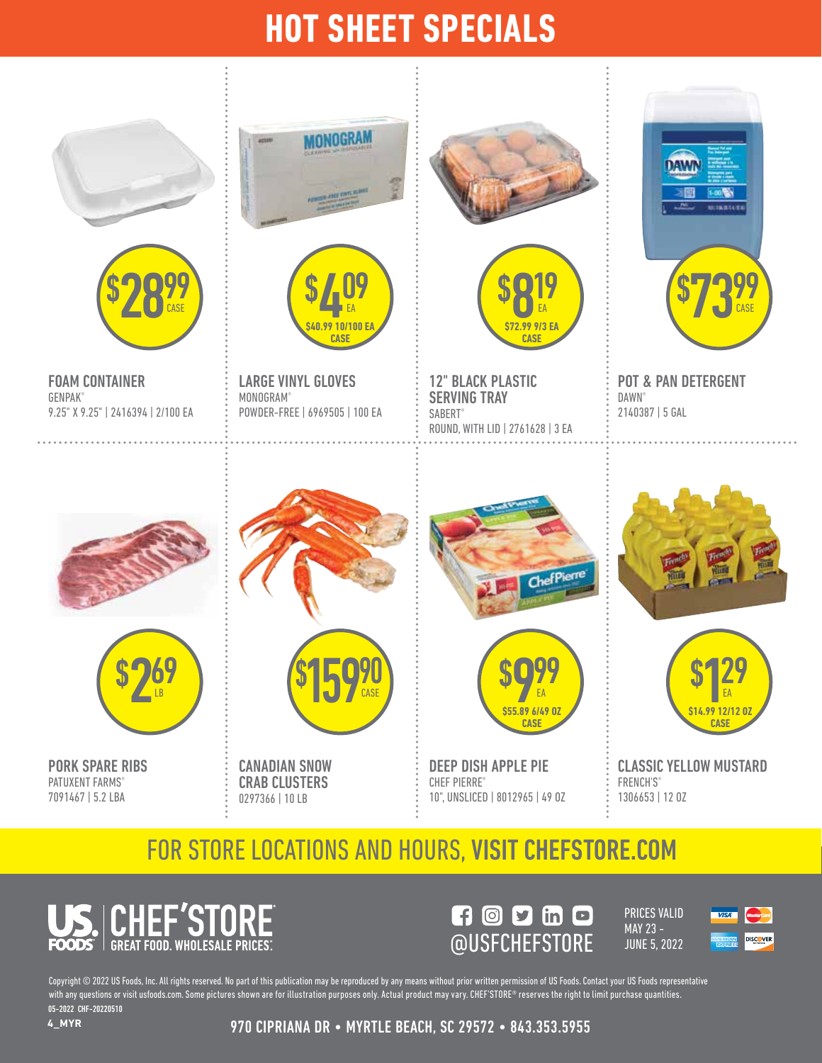# HOT SHEET SPECIALS

**$28.99** CASE

## FOAM CONTAINER
GENPAK®
9.25" X 9.25" | 2416394 | 2/100 EA

**$4.09** EA
$40.99 10/100 EA CASE

## LARGE VINYL GLOVES
MONOGRAM®
POWDER-FREE | 6969505 | 100 EA

**$8.19** EA
$72.99 9/3 EA CASE

## 12" BLACK PLASTIC SERVING TRAY
SABERT®
ROUND, WITH LID | 2761628 | 3 EA

**$73.99** CASE

## POT & PAN DETERGENT
DAWN®
2140387 | 5 GAL

**$2.69** LB

## PORK SPARE RIBS
PATUXENT FARMS®
7091467 | 5.2 LBA

**$159.90** CASE

## CANADIAN SNOW CRAB CLUSTERS
0297366 | 10 LB

**$9.99** EA
$55.89 6/49 OZ CASE

## DEEP DISH APPLE PIE
CHEF PIERRE®
10", UNSLICED | 8012965 | 49 OZ

**$1.29** EA
$14.99 12/12 OZ CASE

## CLASSIC YELLOW MUSTARD
FRENCH'S®
1306653 | 12 OZ

FOR STORE LOCATIONS AND HOURS, **VISIT CHEFSTORE.COM**

US FOODS | CHEF'STORE® GREAT FOOD. WHOLESALE PRICES.®

@USFCHEFSTORE

PRICES VALID MAY 23 - JUNE 5, 2022

Copyright © 2022 US Foods, Inc. All rights reserved. No part of this publication may be reproduced by any means without prior written permission of US Foods. Contact your US Foods representative with any questions or visit usfoods.com. Some pictures shown are for illustration purposes only. Actual product may vary. CHEF'STORE® reserves the right to limit purchase quantities.
05-2022 CHF-20220510

4_MYR

970 CIPRIANA DR • MYRTLE BEACH, SC 29572 • 843.353.5955